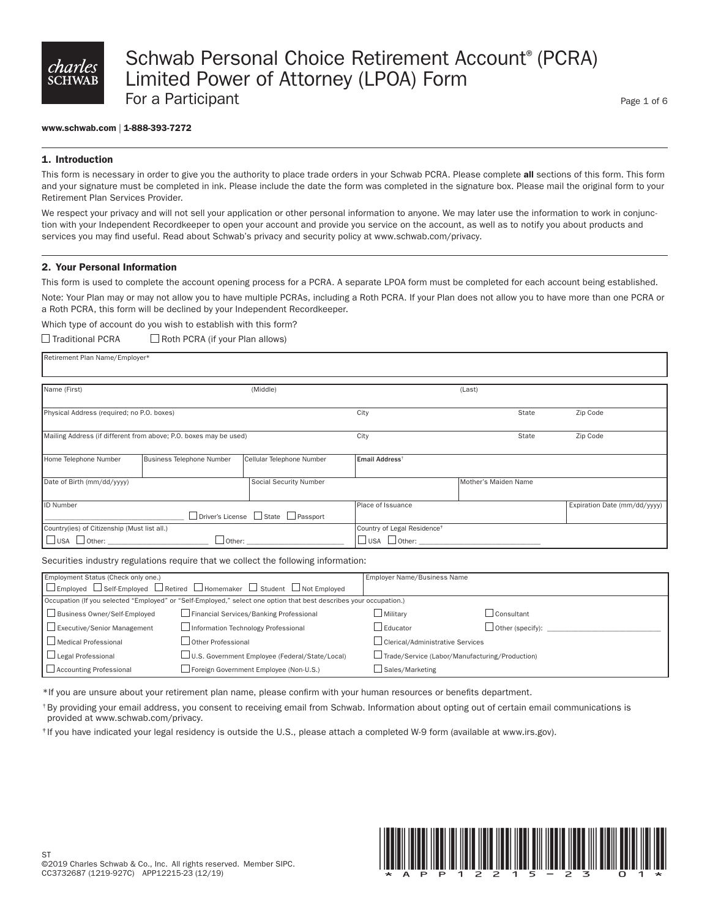# Schwab Personal Choice Retirement Account® (PCRA) Limited Power of Attorney (LPOA) Form

## For a Participant

**www.schwab.com** | **1-888-393-7272**

## 1. Introduction

This form is necessary in order to give you the authority to place trade orders in your Schwab PCRA. Please complete **all** sections of this form. This form and your signature must be completed in ink. Please include the date the form was completed in the signature box. Please mail the original form to your Retirement Plan Services Provider.

We respect your privacy and will not sell your application or other personal information to anyone. We may later use the information to work in conjunction with your Independent Recordkeeper to open your account and provide you service on the account, as well as to notify you about products and services you may find useful. Read about Schwab's privacy and security policy at www.schwab.com/privacy.

## 2. Your Personal Information

This form is used to complete the account opening process for a PCRA. A separate LPOA form must be completed for each account being established.

Note: Your Plan may or may not allow you to have multiple PCRAs, including a Roth PCRA. If your Plan does not allow you to have more than one PCRA or a Roth PCRA, this form will be declined by your Independent Recordkeeper.

Which type of account do you wish to establish with this form?

☐ Traditional PCRA ☐ Roth PCRA (if your Plan allows)

| Retirement Plan Name/Employer* | | | |
|---|---|---|---|
| Name (First) | (Middle) | (Last) | |
| Physical Address (required; no P.O. boxes) | City | State | Zip Code |
| Mailing Address (if different from above; P.O. boxes may be used) | City | State | Zip Code |

| Home Telephone Number | Business Telephone Number | Cellular Telephone Number | Email Address† |
|---|---|---|---|

| Date of Birth (mm/dd/yyyy) | Social Security Number | Mother's Maiden Name |
|---|---|---|

| ID Number ☐ Driver's License ☐ State ☐ Passport | Place of Issuance | Expiration Date (mm/dd/yyyy) |
|---|---|---|
| Country(ies) of Citizenship (Must list all.) ☐ USA ☐ Other: ______ ☐ Other: ______ | Country of Legal Residence† ☐ USA ☐ Other: ______ | |

Securities industry regulations require that we collect the following information:

| Employment Status (Check only one.) ☐ Employed ☐ Self-Employed ☐ Retired ☐ Homemaker ☐ Student ☐ Not Employed | | Employer Name/Business Name | |
|---|---|---|---|
| Occupation (If you selected "Employed" or "Self-Employed," select one option that best describes your occupation.) | | | |
| ☐ Business Owner/Self-Employed | ☐ Financial Services/Banking Professional | ☐ Military | ☐ Consultant |
| ☐ Executive/Senior Management | ☐ Information Technology Professional | ☐ Educator | ☐ Other (specify): ______ |
| ☐ Medical Professional | ☐ Other Professional | ☐ Clerical/Administrative Services | |
| ☐ Legal Professional | ☐ U.S. Government Employee (Federal/State/Local) | ☐ Trade/Service (Labor/Manufacturing/Production) | |
| ☐ Accounting Professional | ☐ Foreign Government Employee (Non-U.S.) | ☐ Sales/Marketing | |

*If you are unsure about your retirement plan name, please confirm with your human resources or benefits department.

† By providing your email address, you consent to receiving email from Schwab. Information about opting out of certain email communications is provided at www.schwab.com/privacy.

† If you have indicated your legal residency is outside the U.S., please attach a completed W-9 form (available at www.irs.gov).

ST
©2019 Charles Schwab & Co., Inc. All rights reserved. Member SIPC.
CC3732687 (1219-927C) APP12215-23 (12/19)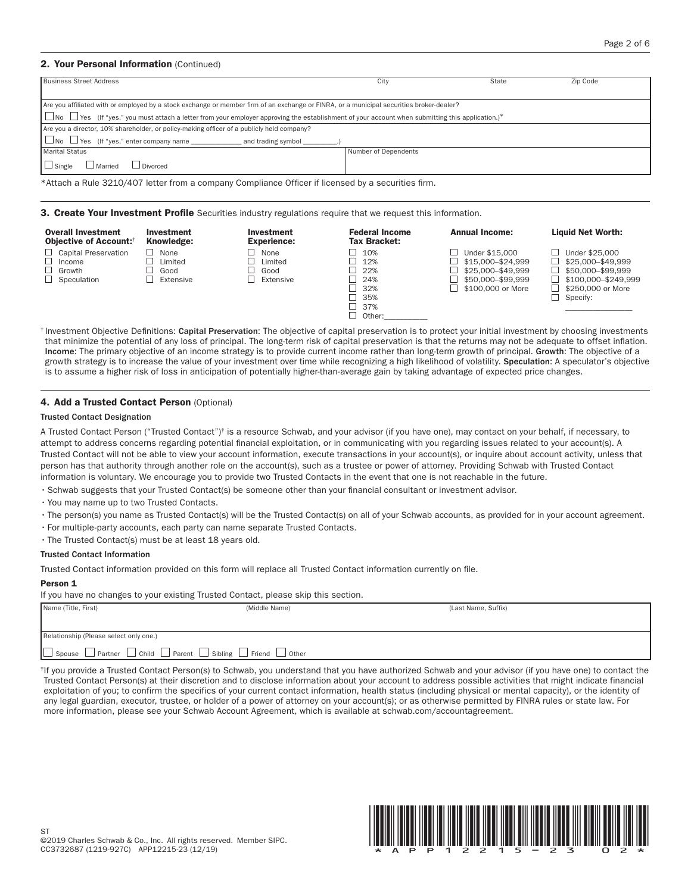## 2. Your Personal Information (Continued)

| Business Street Address | City | State | Zip Code |
|---|---|---|---|
| | | | |

Are you affiliated with or employed by a stock exchange or member firm of an exchange or FINRA, or a municipal securities broker-dealer?

☐ No ☐ Yes (If "yes," you must attach a letter from your employer approving the establishment of your account when submitting this application.)*

Are you a director, 10% shareholder, or policy-making officer of a publicly held company?

☐ No ☐ Yes (If "yes," enter company name _____________ and trading symbol _________.)

| Marital Status | Number of Dependents |
|---|---|
| ☐ Single ☐ Married ☐ Divorced | |

*Attach a Rule 3210/407 letter from a company Compliance Officer if licensed by a securities firm.

## 3. Create Your Investment Profile

Securities industry regulations require that we request this information.

| Overall Investment Objective of Account:† | Investment Knowledge: | Investment Experience: | Federal Income Tax Bracket: | Annual Income: | Liquid Net Worth: |
|---|---|---|---|---|---|
| ☐ Capital Preservation | ☐ None | ☐ None | ☐ 10% | ☐ Under $15,000 | ☐ Under $25,000 |
| ☐ Income | ☐ Limited | ☐ Limited | ☐ 12% | ☐ $15,000–$24,999 | ☐ $25,000–$49,999 |
| ☐ Growth | ☐ Good | ☐ Good | ☐ 22% | ☐ $25,000–$49,999 | ☐ $50,000–$99,999 |
| ☐ Speculation | ☐ Extensive | ☐ Extensive | ☐ 24% | ☐ $50,000–$99,999 | ☐ $100,000–$249,999 |
| | | | ☐ 32% | ☐ $100,000 or More | ☐ $250,000 or More |
| | | | ☐ 35% | | ☐ Specify: _______________ |
| | | | ☐ 37% | | |
| | | | ☐ Other:__________ | | |

† Investment Objective Definitions: **Capital Preservation**: The objective of capital preservation is to protect your initial investment by choosing investments that minimize the potential of any loss of principal. The long-term risk of capital preservation is that the returns may not be adequate to offset inflation. **Income**: The primary objective of an income strategy is to provide current income rather than long-term growth of principal. **Growth**: The objective of a growth strategy is to increase the value of your investment over time while recognizing a high likelihood of volatility. **Speculation**: A speculator's objective is to assume a higher risk of loss in anticipation of potentially higher-than-average gain by taking advantage of expected price changes.

## 4. Add a Trusted Contact Person (Optional)

### Trusted Contact Designation

A Trusted Contact Person ("Trusted Contact")† is a resource Schwab, and your advisor (if you have one), may contact on your behalf, if necessary, to attempt to address concerns regarding potential financial exploitation, or in communicating with you regarding issues related to your account(s). A Trusted Contact will not be able to view your account information, execute transactions in your account(s), or inquire about account activity, unless that person has that authority through another role on the account(s), such as a trustee or power of attorney. Providing Schwab with Trusted Contact information is voluntary. We encourage you to provide two Trusted Contacts in the event that one is not reachable in the future.

- Schwab suggests that your Trusted Contact(s) be someone other than your financial consultant or investment advisor.
- You may name up to two Trusted Contacts.
- The person(s) you name as Trusted Contact(s) will be the Trusted Contact(s) on all of your Schwab accounts, as provided for in your account agreement.
- For multiple-party accounts, each party can name separate Trusted Contacts.
- The Trusted Contact(s) must be at least 18 years old.

### Trusted Contact Information

Trusted Contact information provided on this form will replace all Trusted Contact information currently on file.

**Person 1**

If you have no changes to your existing Trusted Contact, please skip this section.

| Name (Title, First) | (Middle Name) | (Last Name, Suffix) |
|---|---|---|
| | | |

Relationship (Please select only one.)

☐ Spouse ☐ Partner ☐ Child ☐ Parent ☐ Sibling ☐ Friend ☐ Other

†If you provide a Trusted Contact Person(s) to Schwab, you understand that you have authorized Schwab and your advisor (if you have one) to contact the Trusted Contact Person(s) at their discretion and to disclose information about your account to address possible activities that might indicate financial exploitation of you; to confirm the specifics of your current contact information, health status (including physical or mental capacity), or the identity of any legal guardian, executor, trustee, or holder of a power of attorney on your account(s); or as otherwise permitted by FINRA rules or state law. For more information, please see your Schwab Account Agreement, which is available at schwab.com/accountagreement.

ST
©2019 Charles Schwab & Co., Inc. All rights reserved. Member SIPC.
CC3732687 (1219-927C) APP12215-23 (12/19)

*APP12215-23 02*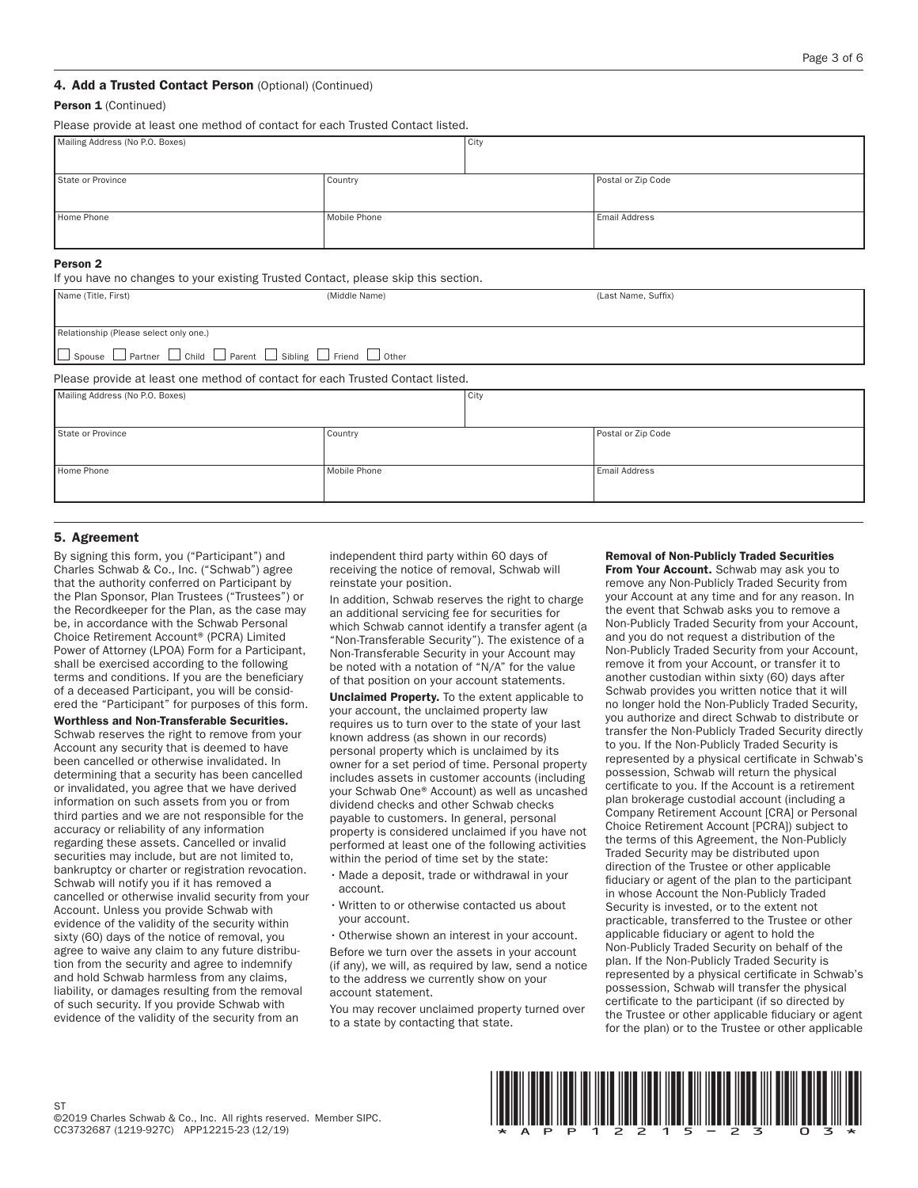## 4. Add a Trusted Contact Person (Optional) (Continued)

**Person 1** (Continued)

Please provide at least one method of contact for each Trusted Contact listed.

| Mailing Address (No P.O. Boxes) | | City |
|---|---|---|
| State or Province | Country | Postal or Zip Code |
| Home Phone | Mobile Phone | Email Address |

**Person 2**

If you have no changes to your existing Trusted Contact, please skip this section.

| Name (Title, First) | (Middle Name) | (Last Name, Suffix) |
|---|---|---|

Relationship (Please select only one.)

☐ Spouse ☐ Partner ☐ Child ☐ Parent ☐ Sibling ☐ Friend ☐ Other

Please provide at least one method of contact for each Trusted Contact listed.

| Mailing Address (No P.O. Boxes) | | City |
|---|---|---|
| State or Province | Country | Postal or Zip Code |
| Home Phone | Mobile Phone | Email Address |

## 5. Agreement

By signing this form, you ("Participant") and Charles Schwab & Co., Inc. ("Schwab") agree that the authority conferred on Participant by the Plan Sponsor, Plan Trustees ("Trustees") or the Recordkeeper for the Plan, as the case may be, in accordance with the Schwab Personal Choice Retirement Account® (PCRA) Limited Power of Attorney (LPOA) Form for a Participant, shall be exercised according to the following terms and conditions. If you are the beneficiary of a deceased Participant, you will be considered the "Participant" for purposes of this form.

**Worthless and Non-Transferable Securities.** Schwab reserves the right to remove from your Account any security that is deemed to have been cancelled or otherwise invalidated. In determining that a security has been cancelled or invalidated, you agree that we have derived information on such assets from you or from third parties and we are not responsible for the accuracy or reliability of any information regarding these assets. Cancelled or invalid securities may include, but are not limited to, bankruptcy or charter or registration revocation. Schwab will notify you if it has removed a cancelled or otherwise invalid security from your Account. Unless you provide Schwab with evidence of the validity of the security within sixty (60) days of the notice of removal, you agree to waive any claim to any future distribution from the security and agree to indemnify and hold Schwab harmless from any claims, liability, or damages resulting from the removal of such security. If you provide Schwab with evidence of the validity of the security from an independent third party within 60 days of receiving the notice of removal, Schwab will reinstate your position.

In addition, Schwab reserves the right to charge an additional servicing fee for securities for which Schwab cannot identify a transfer agent (a "Non-Transferable Security"). The existence of a Non-Transferable Security in your Account may be noted with a notation of "N/A" for the value of that position on your account statements.

**Unclaimed Property.** To the extent applicable to your account, the unclaimed property law requires us to turn over to the state of your last known address (as shown in our records) personal property which is unclaimed by its owner for a set period of time. Personal property includes assets in customer accounts (including your Schwab One® Account) as well as uncashed dividend checks and other Schwab checks payable to customers. In general, personal property is considered unclaimed if you have not performed at least one of the following activities within the period of time set by the state:

- Made a deposit, trade or withdrawal in your account.
- Written to or otherwise contacted us about your account.
- Otherwise shown an interest in your account.

Before we turn over the assets in your account (if any), we will, as required by law, send a notice to the address we currently show on your account statement.

You may recover unclaimed property turned over to a state by contacting that state.

**Removal of Non-Publicly Traded Securities From Your Account.** Schwab may ask you to remove any Non-Publicly Traded Security from your Account at any time and for any reason. In the event that Schwab asks you to remove a Non-Publicly Traded Security from your Account, and you do not request a distribution of the Non-Publicly Traded Security from your Account, remove it from your Account, or transfer it to another custodian within sixty (60) days after Schwab provides you written notice that it will no longer hold the Non-Publicly Traded Security, you authorize and direct Schwab to distribute or transfer the Non-Publicly Traded Security directly to you. If the Non-Publicly Traded Security is represented by a physical certificate in Schwab's possession, Schwab will return the physical certificate to you. If the Account is a retirement plan brokerage custodial account (including a Company Retirement Account [CRA] or Personal Choice Retirement Account [PCRA]) subject to the terms of this Agreement, the Non-Publicly Traded Security may be distributed upon direction of the Trustee or other applicable fiduciary or agent of the plan to the participant in whose Account the Non-Publicly Traded Security is invested, or to the extent not practicable, transferred to the Trustee or other applicable fiduciary or agent to hold the Non-Publicly Traded Security on behalf of the plan. If the Non-Publicly Traded Security is represented by a physical certificate in Schwab's possession, Schwab will transfer the physical certificate to the participant (if so directed by the Trustee or other applicable fiduciary or agent for the plan) or to the Trustee or other applicable

ST
©2019 Charles Schwab & Co., Inc. All rights reserved. Member SIPC.
CC3732687 (1219-927C) APP12215-23 (12/19)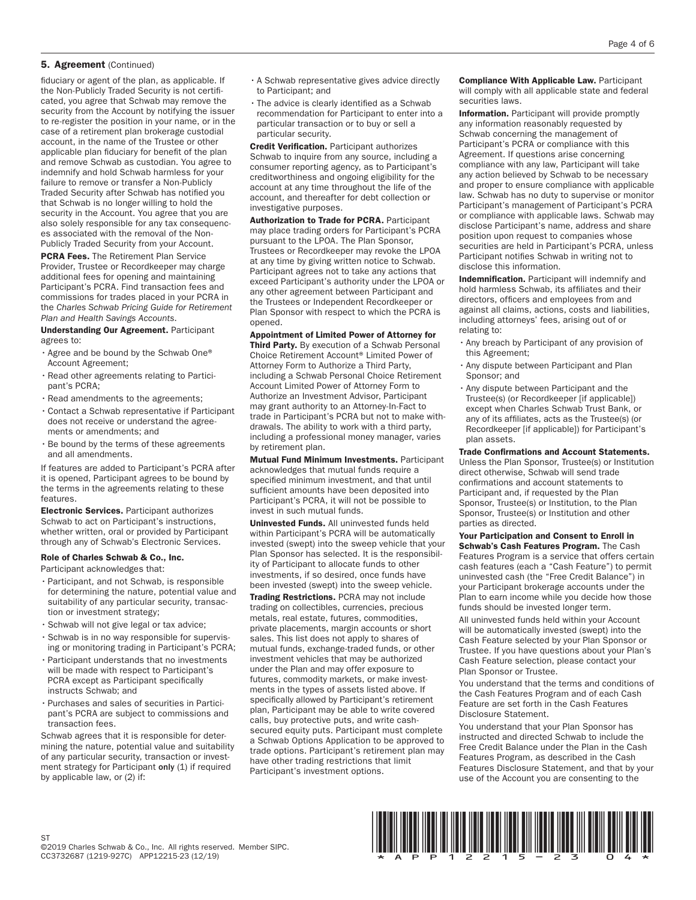## 5. Agreement (Continued)

fiduciary or agent of the plan, as applicable. If the Non-Publicly Traded Security is not certificated, you agree that Schwab may remove the security from the Account by notifying the issuer to re-register the position in your name, or in the case of a retirement plan brokerage custodial account, in the name of the Trustee or other applicable plan fiduciary for benefit of the plan and remove Schwab as custodian. You agree to indemnify and hold Schwab harmless for your failure to remove or transfer a Non-Publicly Traded Security after Schwab has notified you that Schwab is no longer willing to hold the security in the Account. You agree that you are also solely responsible for any tax consequences associated with the removal of the Non-Publicly Traded Security from your Account.

**PCRA Fees.** The Retirement Plan Service Provider, Trustee or Recordkeeper may charge additional fees for opening and maintaining Participant's PCRA. Find transaction fees and commissions for trades placed in your PCRA in the *Charles Schwab Pricing Guide for Retirement Plan and Health Savings Accounts*.

**Understanding Our Agreement.** Participant agrees to:

- Agree and be bound by the Schwab One® Account Agreement;
- Read other agreements relating to Participant's PCRA;
- Read amendments to the agreements;
- Contact a Schwab representative if Participant does not receive or understand the agreements or amendments; and
- Be bound by the terms of these agreements and all amendments.

If features are added to Participant's PCRA after it is opened, Participant agrees to be bound by the terms in the agreements relating to these features.

**Electronic Services.** Participant authorizes Schwab to act on Participant's instructions, whether written, oral or provided by Participant through any of Schwab's Electronic Services.

**Role of Charles Schwab & Co., Inc.**

Participant acknowledges that:

- Participant, and not Schwab, is responsible for determining the nature, potential value and suitability of any particular security, transaction or investment strategy;
- Schwab will not give legal or tax advice;
- Schwab is in no way responsible for supervising or monitoring trading in Participant's PCRA;
- Participant understands that no investments will be made with respect to Participant's PCRA except as Participant specifically instructs Schwab; and
- Purchases and sales of securities in Participant's PCRA are subject to commissions and transaction fees.

Schwab agrees that it is responsible for determining the nature, potential value and suitability of any particular security, transaction or investment strategy for Participant **only** (1) if required by applicable law, or (2) if:

- A Schwab representative gives advice directly to Participant; and
- The advice is clearly identified as a Schwab recommendation for Participant to enter into a particular transaction or to buy or sell a particular security.

**Credit Verification.** Participant authorizes Schwab to inquire from any source, including a consumer reporting agency, as to Participant's creditworthiness and ongoing eligibility for the account at any time throughout the life of the account, and thereafter for debt collection or investigative purposes.

**Authorization to Trade for PCRA.** Participant may place trading orders for Participant's PCRA pursuant to the LPOA. The Plan Sponsor, Trustees or Recordkeeper may revoke the LPOA at any time by giving written notice to Schwab. Participant agrees not to take any actions that exceed Participant's authority under the LPOA or any other agreement between Participant and the Trustees or Independent Recordkeeper or Plan Sponsor with respect to which the PCRA is opened.

**Appointment of Limited Power of Attorney for Third Party.** By execution of a Schwab Personal Choice Retirement Account® Limited Power of Attorney Form to Authorize a Third Party, including a Schwab Personal Choice Retirement Account Limited Power of Attorney Form to Authorize an Investment Advisor, Participant may grant authority to an Attorney-In-Fact to trade in Participant's PCRA but not to make withdrawals. The ability to work with a third party, including a professional money manager, varies by retirement plan.

**Mutual Fund Minimum Investments.** Participant acknowledges that mutual funds require a specified minimum investment, and that until sufficient amounts have been deposited into Participant's PCRA, it will not be possible to invest in such mutual funds.

**Uninvested Funds.** All uninvested funds held within Participant's PCRA will be automatically invested (swept) into the sweep vehicle that your Plan Sponsor has selected. It is the responsibility of Participant to allocate funds to other investments, if so desired, once funds have been invested (swept) into the sweep vehicle.

**Trading Restrictions.** PCRA may not include trading on collectibles, currencies, precious metals, real estate, futures, commodities, private placements, margin accounts or short sales. This list does not apply to shares of mutual funds, exchange-traded funds, or other investment vehicles that may be authorized under the Plan and may offer exposure to futures, commodity markets, or make investments in the types of assets listed above. If specifically allowed by Participant's retirement plan, Participant may be able to write covered calls, buy protective puts, and write cash-secured equity puts. Participant must complete a Schwab Options Application to be approved to trade options. Participant's retirement plan may have other trading restrictions that limit Participant's investment options.

**Compliance With Applicable Law.** Participant will comply with all applicable state and federal securities laws.

**Information.** Participant will provide promptly any information reasonably requested by Schwab concerning the management of Participant's PCRA or compliance with this Agreement. If questions arise concerning compliance with any law, Participant will take any action believed by Schwab to be necessary and proper to ensure compliance with applicable law. Schwab has no duty to supervise or monitor Participant's management of Participant's PCRA or compliance with applicable laws. Schwab may disclose Participant's name, address and share position upon request to companies whose securities are held in Participant's PCRA, unless Participant notifies Schwab in writing not to disclose this information.

**Indemnification.** Participant will indemnify and hold harmless Schwab, its affiliates and their directors, officers and employees from and against all claims, actions, costs and liabilities, including attorneys' fees, arising out of or relating to:

- Any breach by Participant of any provision of this Agreement;
- Any dispute between Participant and Plan Sponsor; and
- Any dispute between Participant and the Trustee(s) (or Recordkeeper [if applicable]) except when Charles Schwab Trust Bank, or any of its affiliates, acts as the Trustee(s) (or Recordkeeper [if applicable]) for Participant's plan assets.

**Trade Confirmations and Account Statements.** Unless the Plan Sponsor, Trustee(s) or Institution direct otherwise, Schwab will send trade confirmations and account statements to Participant and, if requested by the Plan Sponsor, Trustee(s) or Institution, to the Plan Sponsor, Trustee(s) or Institution and other parties as directed.

**Your Participation and Consent to Enroll in Schwab's Cash Features Program.** The Cash Features Program is a service that offers certain cash features (each a "Cash Feature") to permit uninvested cash (the "Free Credit Balance") in your Participant brokerage accounts under the Plan to earn income while you decide how those funds should be invested longer term.

All uninvested funds held within your Account will be automatically invested (swept) into the Cash Feature selected by your Plan Sponsor or Trustee. If you have questions about your Plan's Cash Feature selection, please contact your Plan Sponsor or Trustee.

You understand that the terms and conditions of the Cash Features Program and of each Cash Feature are set forth in the Cash Features Disclosure Statement.

You understand that your Plan Sponsor has instructed and directed Schwab to include the Free Credit Balance under the Plan in the Cash Features Program, as described in the Cash Features Disclosure Statement, and that by your use of the Account you are consenting to the

ST
©2019 Charles Schwab & Co., Inc. All rights reserved. Member SIPC.
CC3732687 (1219-927C) APP12215-23 (12/19)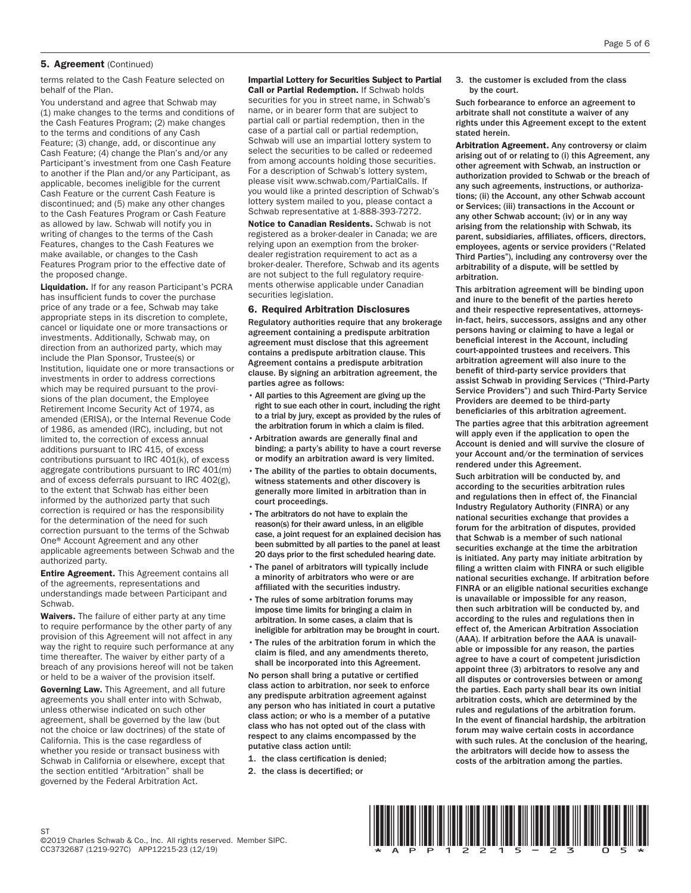## 5. Agreement (Continued)

terms related to the Cash Feature selected on behalf of the Plan.

You understand and agree that Schwab may (1) make changes to the terms and conditions of the Cash Features Program; (2) make changes to the terms and conditions of any Cash Feature; (3) change, add, or discontinue any Cash Feature; (4) change the Plan's and/or any Participant's investment from one Cash Feature to another if the Plan and/or any Participant, as applicable, becomes ineligible for the current Cash Feature or the current Cash Feature is discontinued; and (5) make any other changes to the Cash Features Program or Cash Feature as allowed by law. Schwab will notify you in writing of changes to the terms of the Cash Features, changes to the Cash Features we make available, or changes to the Cash Features Program prior to the effective date of the proposed change.

**Liquidation.** If for any reason Participant's PCRA has insufficient funds to cover the purchase price of any trade or a fee, Schwab may take appropriate steps in its discretion to complete, cancel or liquidate one or more transactions or investments. Additionally, Schwab may, on direction from an authorized party, which may include the Plan Sponsor, Trustee(s) or Institution, liquidate one or more transactions or investments in order to address corrections which may be required pursuant to the provisions of the plan document, the Employee Retirement Income Security Act of 1974, as amended (ERISA), or the Internal Revenue Code of 1986, as amended (IRC), including, but not limited to, the correction of excess annual additions pursuant to IRC 415, of excess contributions pursuant to IRC 401(k), of excess aggregate contributions pursuant to IRC 401(m) and of excess deferrals pursuant to IRC 402(g), to the extent that Schwab has either been informed by the authorized party that such correction is required or has the responsibility for the determination of the need for such correction pursuant to the terms of the Schwab One® Account Agreement and any other applicable agreements between Schwab and the authorized party.

**Entire Agreement.** This Agreement contains all of the agreements, representations and understandings made between Participant and Schwab.

**Waivers.** The failure of either party at any time to require performance by the other party of any provision of this Agreement will not affect in any way the right to require such performance at any time thereafter. The waiver by either party of a breach of any provisions hereof will not be taken or held to be a waiver of the provision itself.

**Governing Law.** This Agreement, and all future agreements you shall enter into with Schwab, unless otherwise indicated on such other agreement, shall be governed by the law (but not the choice or law doctrines) of the state of California. This is the case regardless of whether you reside or transact business with Schwab in California or elsewhere, except that the section entitled "Arbitration" shall be governed by the Federal Arbitration Act.

**Impartial Lottery for Securities Subject to Partial Call or Partial Redemption.** If Schwab holds securities for you in street name, in Schwab's name, or in bearer form that are subject to partial call or partial redemption, then in the case of a partial call or partial redemption, Schwab will use an impartial lottery system to select the securities to be called or redeemed from among accounts holding those securities. For a description of Schwab's lottery system, please visit www.schwab.com/PartialCalls. If you would like a printed description of Schwab's lottery system mailed to you, please contact a Schwab representative at 1-888-393-7272.

**Notice to Canadian Residents.** Schwab is not registered as a broker-dealer in Canada; we are relying upon an exemption from the broker-dealer registration requirement to act as a broker-dealer. Therefore, Schwab and its agents are not subject to the full regulatory requirements otherwise applicable under Canadian securities legislation.

## 6. Required Arbitration Disclosures

**Regulatory authorities require that any brokerage agreement containing a predispute arbitration agreement must disclose that this agreement contains a predispute arbitration clause. This Agreement contains a predispute arbitration clause. By signing an arbitration agreement, the parties agree as follows:**

- **All parties to this Agreement are giving up the right to sue each other in court, including the right to a trial by jury, except as provided by the rules of the arbitration forum in which a claim is filed.**
- **Arbitration awards are generally final and binding; a party's ability to have a court reverse or modify an arbitration award is very limited.**
- **The ability of the parties to obtain documents, witness statements and other discovery is generally more limited in arbitration than in court proceedings.**
- **The arbitrators do not have to explain the reason(s) for their award unless, in an eligible case, a joint request for an explained decision has been submitted by all parties to the panel at least 20 days prior to the first scheduled hearing date.**
- **The panel of arbitrators will typically include a minority of arbitrators who were or are affiliated with the securities industry.**
- **The rules of some arbitration forums may impose time limits for bringing a claim in arbitration. In some cases, a claim that is ineligible for arbitration may be brought in court.**
- **The rules of the arbitration forum in which the claim is filed, and any amendments thereto, shall be incorporated into this Agreement.**

**No person shall bring a putative or certified class action to arbitration, nor seek to enforce any predispute arbitration agreement against any person who has initiated in court a putative class action; or who is a member of a putative class who has not opted out of the class with respect to any claims encompassed by the putative class action until:**

1. **the class certification is denied;**
2. **the class is decertified; or**
3. **the customer is excluded from the class by the court.**

**Such forbearance to enforce an agreement to arbitrate shall not constitute a waiver of any rights under this Agreement except to the extent stated herein.**

**Arbitration Agreement. Any controversy or claim arising out of or relating to (i) this Agreement, any other agreement with Schwab, an instruction or authorization provided to Schwab or the breach of any such agreements, instructions, or authorizations; (ii) the Account, any other Schwab account or Services; (iii) transactions in the Account or any other Schwab account; (iv) or in any way arising from the relationship with Schwab, its parent, subsidiaries, affiliates, officers, directors, employees, agents or service providers ("Related Third Parties"), including any controversy over the arbitrability of a dispute, will be settled by arbitration.**

**This arbitration agreement will be binding upon and inure to the benefit of the parties hereto and their respective representatives, attorneys-in-fact, heirs, successors, assigns and any other persons having or claiming to have a legal or beneficial interest in the Account, including court-appointed trustees and receivers. This arbitration agreement will also inure to the benefit of third-party service providers that assist Schwab in providing Services ("Third-Party Service Providers") and such Third-Party Service Providers are deemed to be third-party beneficiaries of this arbitration agreement.**

**The parties agree that this arbitration agreement will apply even if the application to open the Account is denied and will survive the closure of your Account and/or the termination of services rendered under this Agreement.**

**Such arbitration will be conducted by, and according to the securities arbitration rules and regulations then in effect of, the Financial Industry Regulatory Authority (FINRA) or any national securities exchange that provides a forum for the arbitration of disputes, provided that Schwab is a member of such national securities exchange at the time the arbitration is initiated. Any party may initiate arbitration by filing a written claim with FINRA or such eligible national securities exchange. If arbitration before FINRA or an eligible national securities exchange is unavailable or impossible for any reason, then such arbitration will be conducted by, and according to the rules and regulations then in effect of, the American Arbitration Association (AAA). If arbitration before the AAA is unavailable or impossible for any reason, the parties agree to have a court of competent jurisdiction appoint three (3) arbitrators to resolve any and all disputes or controversies between or among the parties. Each party shall bear its own initial arbitration costs, which are determined by the rules and regulations of the arbitration forum. In the event of financial hardship, the arbitration forum may waive certain costs in accordance with such rules. At the conclusion of the hearing, the arbitrators will decide how to assess the costs of the arbitration among the parties.**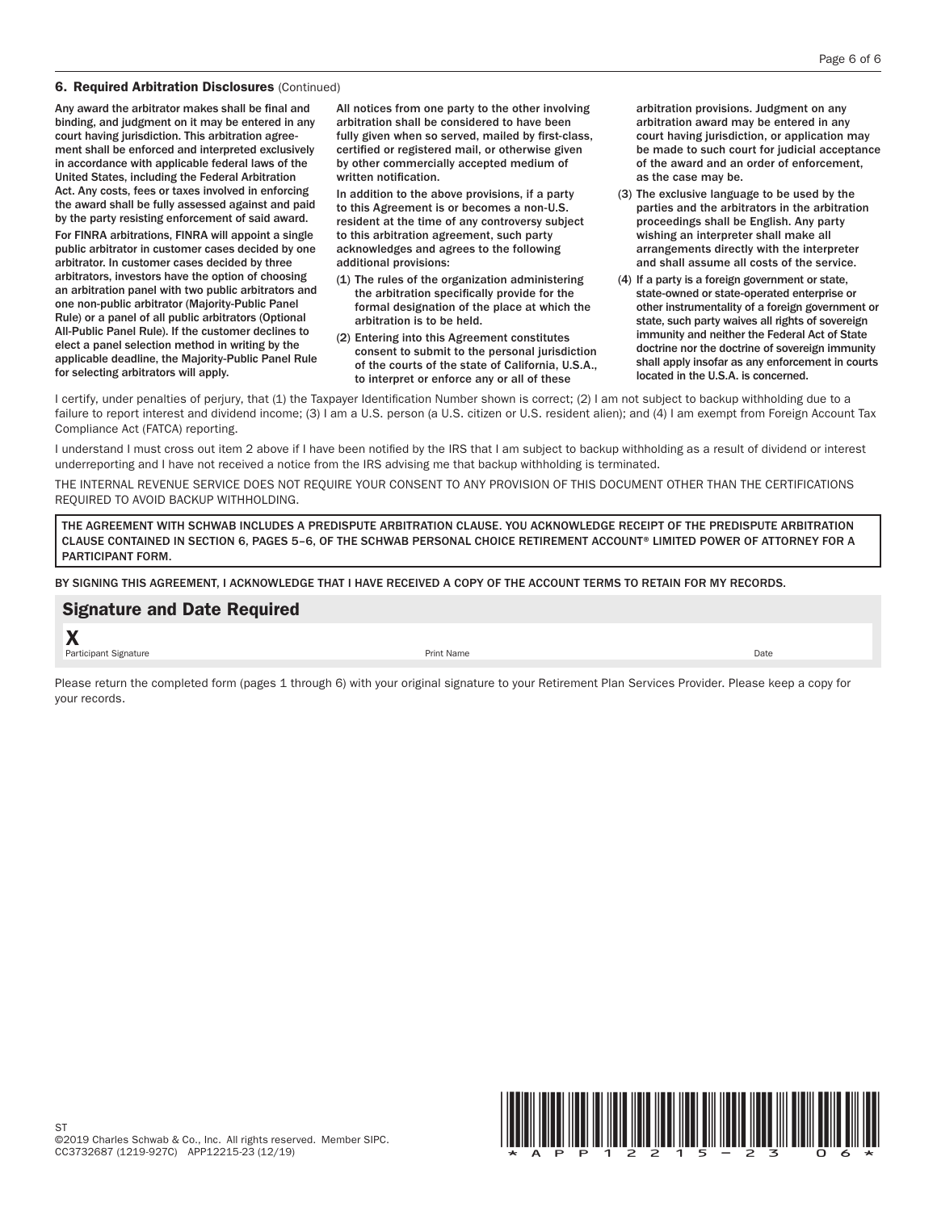### 6. Required Arbitration Disclosures (Continued)

**Any award the arbitrator makes shall be final and binding, and judgment on it may be entered in any court having jurisdiction. This arbitration agreement shall be enforced and interpreted exclusively in accordance with applicable federal laws of the United States, including the Federal Arbitration Act. Any costs, fees or taxes involved in enforcing the award shall be fully assessed against and paid by the party resisting enforcement of said award.**

**For FINRA arbitrations, FINRA will appoint a single public arbitrator in customer cases decided by one arbitrator. In customer cases decided by three arbitrators, investors have the option of choosing an arbitration panel with two public arbitrators and one non-public arbitrator (Majority-Public Panel Rule) or a panel of all public arbitrators (Optional All-Public Panel Rule). If the customer declines to elect a panel selection method in writing by the applicable deadline, the Majority-Public Panel Rule for selecting arbitrators will apply.**

**All notices from one party to the other involving arbitration shall be considered to have been fully given when so served, mailed by first-class, certified or registered mail, or otherwise given by other commercially accepted medium of written notification.**

**In addition to the above provisions, if a party to this Agreement is or becomes a non-U.S. resident at the time of any controversy subject to this arbitration agreement, such party acknowledges and agrees to the following additional provisions:**

**(1) The rules of the organization administering the arbitration specifically provide for the formal designation of the place at which the arbitration is to be held.**

**(2) Entering into this Agreement constitutes consent to submit to the personal jurisdiction of the courts of the state of California, U.S.A., to interpret or enforce any or all of these arbitration provisions. Judgment on any arbitration award may be entered in any court having jurisdiction, or application may be made to such court for judicial acceptance of the award and an order of enforcement, as the case may be.**

**(3) The exclusive language to be used by the parties and the arbitrators in the arbitration proceedings shall be English. Any party wishing an interpreter shall make all arrangements directly with the interpreter and shall assume all costs of the service.**

**(4) If a party is a foreign government or state, state-owned or state-operated enterprise or other instrumentality of a foreign government or state, such party waives all rights of sovereign immunity and neither the Federal Act of State doctrine nor the doctrine of sovereign immunity shall apply insofar as any enforcement in courts located in the U.S.A. is concerned.**

I certify, under penalties of perjury, that (1) the Taxpayer Identification Number shown is correct; (2) I am not subject to backup withholding due to a failure to report interest and dividend income; (3) I am a U.S. person (a U.S. citizen or U.S. resident alien); and (4) I am exempt from Foreign Account Tax Compliance Act (FATCA) reporting.

I understand I must cross out item 2 above if I have been notified by the IRS that I am subject to backup withholding as a result of dividend or interest underreporting and I have not received a notice from the IRS advising me that backup withholding is terminated.

THE INTERNAL REVENUE SERVICE DOES NOT REQUIRE YOUR CONSENT TO ANY PROVISION OF THIS DOCUMENT OTHER THAN THE CERTIFICATIONS REQUIRED TO AVOID BACKUP WITHHOLDING.

THE AGREEMENT WITH SCHWAB INCLUDES A PREDISPUTE ARBITRATION CLAUSE. YOU ACKNOWLEDGE RECEIPT OF THE PREDISPUTE ARBITRATION CLAUSE CONTAINED IN SECTION 6, PAGES 5–6, OF THE SCHWAB PERSONAL CHOICE RETIREMENT ACCOUNT® LIMITED POWER OF ATTORNEY FOR A PARTICIPANT FORM.

BY SIGNING THIS AGREEMENT, I ACKNOWLEDGE THAT I HAVE RECEIVED A COPY OF THE ACCOUNT TERMS TO RETAIN FOR MY RECORDS.

## Signature and Date Required

**X**

Participant Signature | Print Name | Date

Please return the completed form (pages 1 through 6) with your original signature to your Retirement Plan Services Provider. Please keep a copy for your records.

ST
©2019 Charles Schwab & Co., Inc. All rights reserved. Member SIPC.
CC3732687 (1219-927C) APP12215-23 (12/19)

*APP12215-23 06*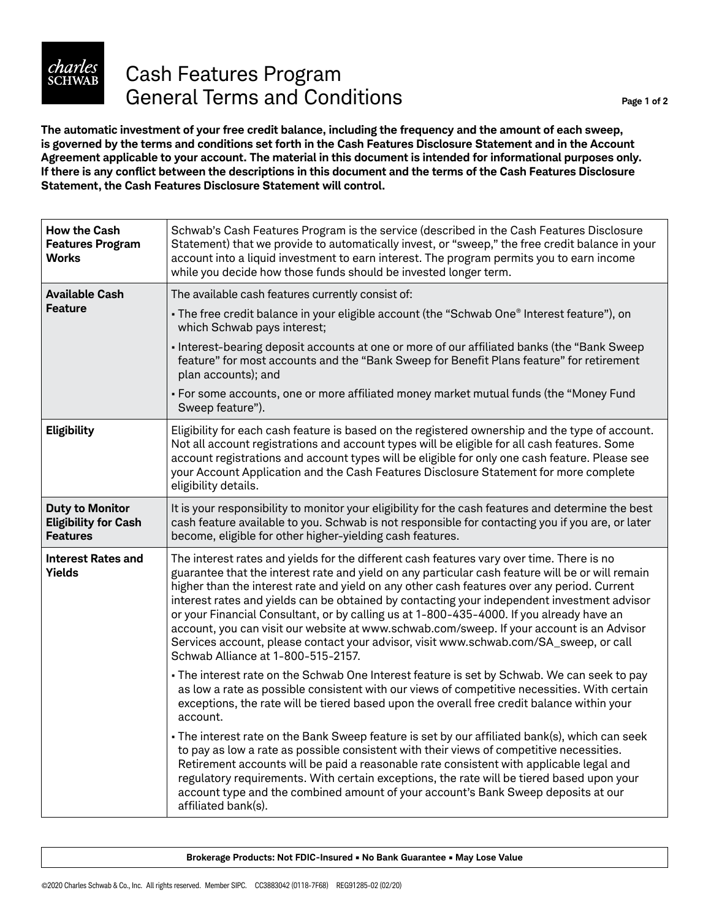# Cash Features Program General Terms and Conditions

**The automatic investment of your free credit balance, including the frequency and the amount of each sweep, is governed by the terms and conditions set forth in the Cash Features Disclosure Statement and in the Account Agreement applicable to your account. The material in this document is intended for informational purposes only. If there is any conflict between the descriptions in this document and the terms of the Cash Features Disclosure Statement, the Cash Features Disclosure Statement will control.**

| | |
|---|---|
| **How the Cash Features Program Works** | Schwab's Cash Features Program is the service (described in the Cash Features Disclosure Statement) that we provide to automatically invest, or "sweep," the free credit balance in your account into a liquid investment to earn interest. The program permits you to earn income while you decide how those funds should be invested longer term. |
| **Available Cash Feature** | The available cash features currently consist of:<br>• The free credit balance in your eligible account (the "Schwab One® Interest feature"), on which Schwab pays interest;<br>• Interest-bearing deposit accounts at one or more of our affiliated banks (the "Bank Sweep feature" for most accounts and the "Bank Sweep for Benefit Plans feature" for retirement plan accounts); and<br>• For some accounts, one or more affiliated money market mutual funds (the "Money Fund Sweep feature"). |
| **Eligibility** | Eligibility for each cash feature is based on the registered ownership and the type of account. Not all account registrations and account types will be eligible for all cash features. Some account registrations and account types will be eligible for only one cash feature. Please see your Account Application and the Cash Features Disclosure Statement for more complete eligibility details. |
| **Duty to Monitor Eligibility for Cash Features** | It is your responsibility to monitor your eligibility for the cash features and determine the best cash feature available to you. Schwab is not responsible for contacting you if you are, or later become, eligible for other higher-yielding cash features. |
| **Interest Rates and Yields** | The interest rates and yields for the different cash features vary over time. There is no guarantee that the interest rate and yield on any particular cash feature will be or will remain higher than the interest rate and yield on any other cash features over any period. Current interest rates and yields can be obtained by contacting your independent investment advisor or your Financial Consultant, or by calling us at 1-800-435-4000. If you already have an account, you can visit our website at www.schwab.com/sweep. If your account is an Advisor Services account, please contact your advisor, visit www.schwab.com/SA_sweep, or call Schwab Alliance at 1-800-515-2157.<br>• The interest rate on the Schwab One Interest feature is set by Schwab. We can seek to pay as low a rate as possible consistent with our views of competitive necessities. With certain exceptions, the rate will be tiered based upon the overall free credit balance within your account.<br>• The interest rate on the Bank Sweep feature is set by our affiliated bank(s), which can seek to pay as low a rate as possible consistent with their views of competitive necessities. Retirement accounts will be paid a reasonable rate consistent with applicable legal and regulatory requirements. With certain exceptions, the rate will be tiered based upon your account type and the combined amount of your account's Bank Sweep deposits at our affiliated bank(s). |

**Brokerage Products: Not FDIC-Insured • No Bank Guarantee • May Lose Value**

©2020 Charles Schwab & Co., Inc. All rights reserved. Member SIPC. CC3883042 (0118-7F68) REG91285-02 (02/20)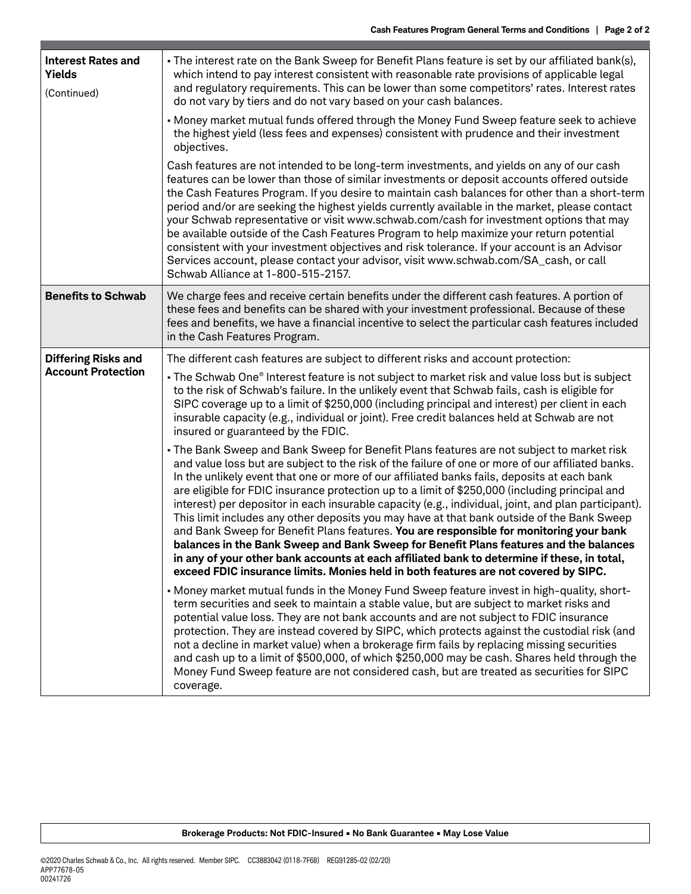| | |
|---|---|
| **Interest Rates and Yields** (Continued) | • The interest rate on the Bank Sweep for Benefit Plans feature is set by our affiliated bank(s), which intend to pay interest consistent with reasonable rate provisions of applicable legal and regulatory requirements. This can be lower than some competitors' rates. Interest rates do not vary by tiers and do not vary based on your cash balances.<br>• Money market mutual funds offered through the Money Fund Sweep feature seek to achieve the highest yield (less fees and expenses) consistent with prudence and their investment objectives.<br>Cash features are not intended to be long-term investments, and yields on any of our cash features can be lower than those of similar investments or deposit accounts offered outside the Cash Features Program. If you desire to maintain cash balances for other than a short-term period and/or are seeking the highest yields currently available in the market, please contact your Schwab representative or visit www.schwab.com/cash for investment options that may be available outside of the Cash Features Program to help maximize your return potential consistent with your investment objectives and risk tolerance. If your account is an Advisor Services account, please contact your advisor, visit www.schwab.com/SA_cash, or call Schwab Alliance at 1-800-515-2157. |
| **Benefits to Schwab** | We charge fees and receive certain benefits under the different cash features. A portion of these fees and benefits can be shared with your investment professional. Because of these fees and benefits, we have a financial incentive to select the particular cash features included in the Cash Features Program. |
| **Differing Risks and Account Protection** | The different cash features are subject to different risks and account protection:<br>• The Schwab One® Interest feature is not subject to market risk and value loss but is subject to the risk of Schwab's failure. In the unlikely event that Schwab fails, cash is eligible for SIPC coverage up to a limit of $250,000 (including principal and interest) per client in each insurable capacity (e.g., individual or joint). Free credit balances held at Schwab are not insured or guaranteed by the FDIC.<br>• The Bank Sweep and Bank Sweep for Benefit Plans features are not subject to market risk and value loss but are subject to the risk of the failure of one or more of our affiliated banks. In the unlikely event that one or more of our affiliated banks fails, deposits at each bank are eligible for FDIC insurance protection up to a limit of $250,000 (including principal and interest) per depositor in each insurable capacity (e.g., individual, joint, and plan participant). This limit includes any other deposits you may have at that bank outside of the Bank Sweep and Bank Sweep for Benefit Plans features. **You are responsible for monitoring your bank balances in the Bank Sweep and Bank Sweep for Benefit Plans features and the balances in any of your other bank accounts at each affiliated bank to determine if these, in total, exceed FDIC insurance limits. Monies held in both features are not covered by SIPC.**<br>• Money market mutual funds in the Money Fund Sweep feature invest in high-quality, short-term securities and seek to maintain a stable value, but are subject to market risks and potential value loss. They are not bank accounts and are not subject to FDIC insurance protection. They are instead covered by SIPC, which protects against the custodial risk (and not a decline in market value) when a brokerage firm fails by replacing missing securities and cash up to a limit of $500,000, of which $250,000 may be cash. Shares held through the Money Fund Sweep feature are not considered cash, but are treated as securities for SIPC coverage. |

**Brokerage Products: Not FDIC-Insured • No Bank Guarantee • May Lose Value**

©2020 Charles Schwab & Co., Inc. All rights reserved. Member SIPC. CC3883042 (0118-7F68) REG91285-02 (02/20)
APP77678-05
00241726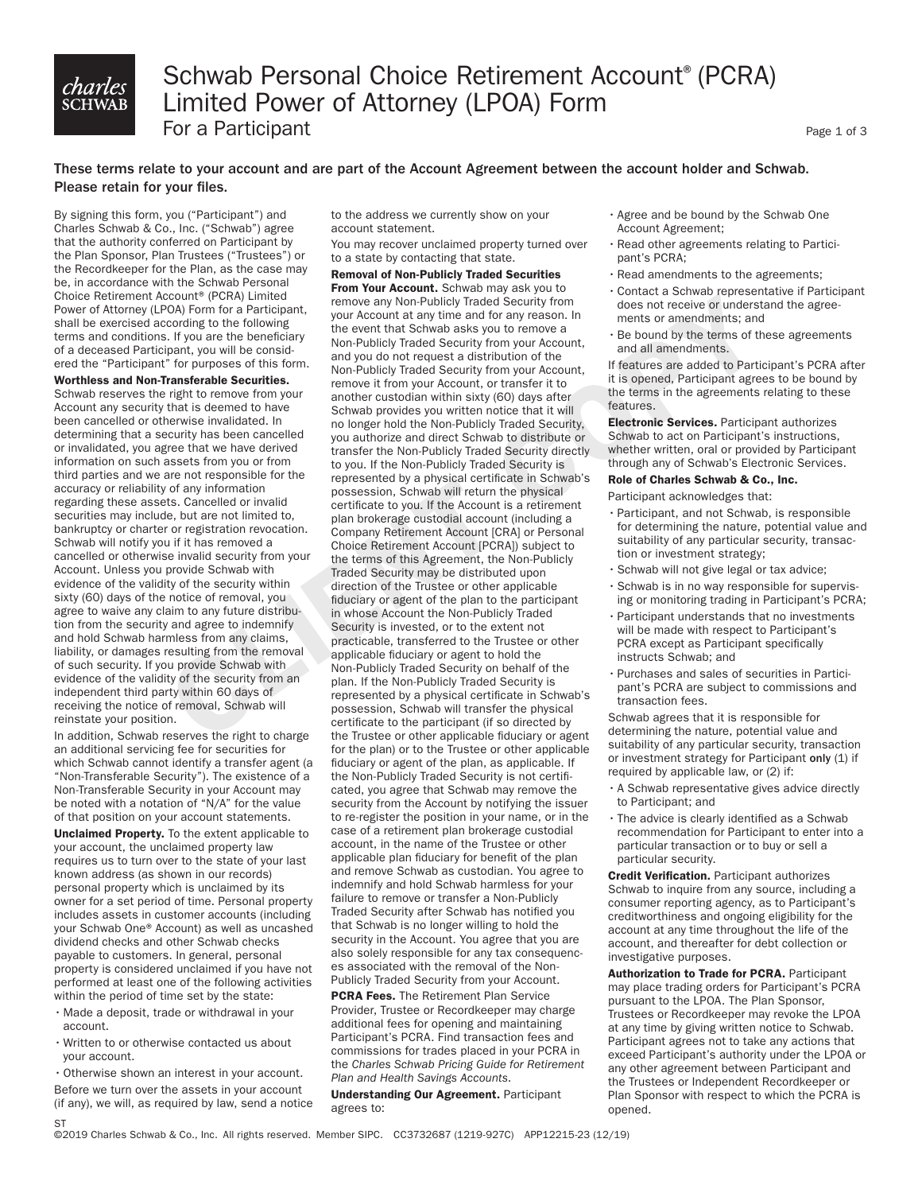# Schwab Personal Choice Retirement Account® (PCRA) Limited Power of Attorney (LPOA) Form

## For a Participant

**These terms relate to your account and are part of the Account Agreement between the account holder and Schwab. Please retain for your files.**

By signing this form, you ("Participant") and Charles Schwab & Co., Inc. ("Schwab") agree that the authority conferred on Participant by the Plan Sponsor, Plan Trustees ("Trustees") or the Recordkeeper for the Plan, as the case may be, in accordance with the Schwab Personal Choice Retirement Account® (PCRA) Limited Power of Attorney (LPOA) Form for a Participant, shall be exercised according to the following terms and conditions. If you are the beneficiary of a deceased Participant, you will be considered the "Participant" for purposes of this form.

**Worthless and Non-Transferable Securities.** Schwab reserves the right to remove from your Account any security that is deemed to have been cancelled or otherwise invalidated. In determining that a security has been cancelled or invalidated, you agree that we have derived information on such assets from you or from third parties and we are not responsible for the accuracy or reliability of any information regarding these assets. Cancelled or invalid securities may include, but are not limited to, bankruptcy or charter or registration revocation. Schwab will notify you if it has removed a cancelled or otherwise invalid security from your Account. Unless you provide Schwab with evidence of the validity of the security within sixty (60) days of the notice of removal, you agree to waive any claim to any future distribution from the security and agree to indemnify and hold Schwab harmless from any claims, liability, or damages resulting from the removal of such security. If you provide Schwab with evidence of the validity of the security from an independent third party within 60 days of receiving the notice of removal, Schwab will reinstate your position.

In addition, Schwab reserves the right to charge an additional servicing fee for securities for which Schwab cannot identify a transfer agent (a "Non-Transferable Security"). The existence of a Non-Transferable Security in your Account may be noted with a notation of "N/A" for the value of that position on your account statements.

**Unclaimed Property.** To the extent applicable to your account, the unclaimed property law requires us to turn over to the state of your last known address (as shown in our records) personal property which is unclaimed by its owner for a set period of time. Personal property includes assets in customer accounts (including your Schwab One® Account) as well as uncashed dividend checks and other Schwab checks payable to customers. In general, personal property is considered unclaimed if you have not performed at least one of the following activities within the period of time set by the state:

- Made a deposit, trade or withdrawal in your account.
- Written to or otherwise contacted us about your account.
- Otherwise shown an interest in your account.

Before we turn over the assets in your account (if any), we will, as required by law, send a notice to the address we currently show on your account statement.

You may recover unclaimed property turned over to a state by contacting that state.

**Removal of Non-Publicly Traded Securities From Your Account.** Schwab may ask you to remove any Non-Publicly Traded Security from your Account at any time and for any reason. In the event that Schwab asks you to remove a Non-Publicly Traded Security from your Account, and you do not request a distribution of the Non-Publicly Traded Security from your Account, remove it from your Account, or transfer it to another custodian within sixty (60) days after Schwab provides you written notice that it will no longer hold the Non-Publicly Traded Security, you authorize and direct Schwab to distribute or transfer the Non-Publicly Traded Security directly to you. If the Non-Publicly Traded Security is represented by a physical certificate in Schwab's possession, Schwab will return the physical certificate to you. If the Account is a retirement plan brokerage custodial account (including a Company Retirement Account [CRA] or Personal Choice Retirement Account [PCRA]) subject to the terms of this Agreement, the Non-Publicly Traded Security may be distributed upon direction of the Trustee or other applicable fiduciary or agent of the plan to the participant in whose Account the Non-Publicly Traded Security is invested, or to the extent not practicable, transferred to the Trustee or other applicable fiduciary or agent to hold the Non-Publicly Traded Security on behalf of the plan. If the Non-Publicly Traded Security is represented by a physical certificate in Schwab's possession, Schwab will transfer the physical certificate to the participant (if so directed by the Trustee or other applicable fiduciary or agent for the plan) or to the Trustee or other applicable fiduciary or agent of the plan, as applicable. If the Non-Publicly Traded Security is not certificated, you agree that Schwab may remove the security from the Account by notifying the issuer to re-register the position in your name, or in the case of a retirement plan brokerage custodial account, in the name of the Trustee or other applicable plan fiduciary for benefit of the plan and remove Schwab as custodian. You agree to indemnify and hold Schwab harmless for your failure to remove or transfer a Non-Publicly Traded Security after Schwab has notified you that Schwab is no longer willing to hold the security in the Account. You agree that you are also solely responsible for any tax consequences associated with the removal of the Non-Publicly Traded Security from your Account.

**PCRA Fees.** The Retirement Plan Service Provider, Trustee or Recordkeeper may charge additional fees for opening and maintaining Participant's PCRA. Find transaction fees and commissions for trades placed in your PCRA in the *Charles Schwab Pricing Guide for Retirement Plan and Health Savings Accounts*.

**Understanding Our Agreement.** Participant agrees to:

- Agree and be bound by the Schwab One Account Agreement;
- Read other agreements relating to Participant's PCRA;
- Read amendments to the agreements;
- Contact a Schwab representative if Participant does not receive or understand the agreements or amendments; and
- Be bound by the terms of these agreements and all amendments.

If features are added to Participant's PCRA after it is opened, Participant agrees to be bound by the terms in the agreements relating to these features.

**Electronic Services.** Participant authorizes Schwab to act on Participant's instructions, whether written, oral or provided by Participant through any of Schwab's Electronic Services.

**Role of Charles Schwab & Co., Inc.**

Participant acknowledges that:

- Participant, and not Schwab, is responsible for determining the nature, potential value and suitability of any particular security, transaction or investment strategy;
- Schwab will not give legal or tax advice;
- Schwab is in no way responsible for supervising or monitoring trading in Participant's PCRA;
- Participant understands that no investments will be made with respect to Participant's PCRA except as Participant specifically instructs Schwab; and
- Purchases and sales of securities in Participant's PCRA are subject to commissions and transaction fees.

Schwab agrees that it is responsible for determining the nature, potential value and suitability of any particular security, transaction or investment strategy for Participant **only** (1) if required by applicable law, or (2) if:

- A Schwab representative gives advice directly to Participant; and
- The advice is clearly identified as a Schwab recommendation for Participant to enter into a particular transaction or to buy or sell a particular security.

**Credit Verification.** Participant authorizes Schwab to inquire from any source, including a consumer reporting agency, as to Participant's creditworthiness and ongoing eligibility for the account at any time throughout the life of the account, and thereafter for debt collection or investigative purposes.

**Authorization to Trade for PCRA.** Participant may place trading orders for Participant's PCRA pursuant to the LPOA. The Plan Sponsor, Trustees or Recordkeeper may revoke the LPOA at any time by giving written notice to Schwab. Participant agrees not to take any actions that exceed Participant's authority under the LPOA or any other agreement between Participant and the Trustees or Independent Recordkeeper or Plan Sponsor with respect to which the PCRA is opened.

ST

©2019 Charles Schwab & Co., Inc. All rights reserved. Member SIPC. CC3732687 (1219-927C) APP12215-23 (12/19)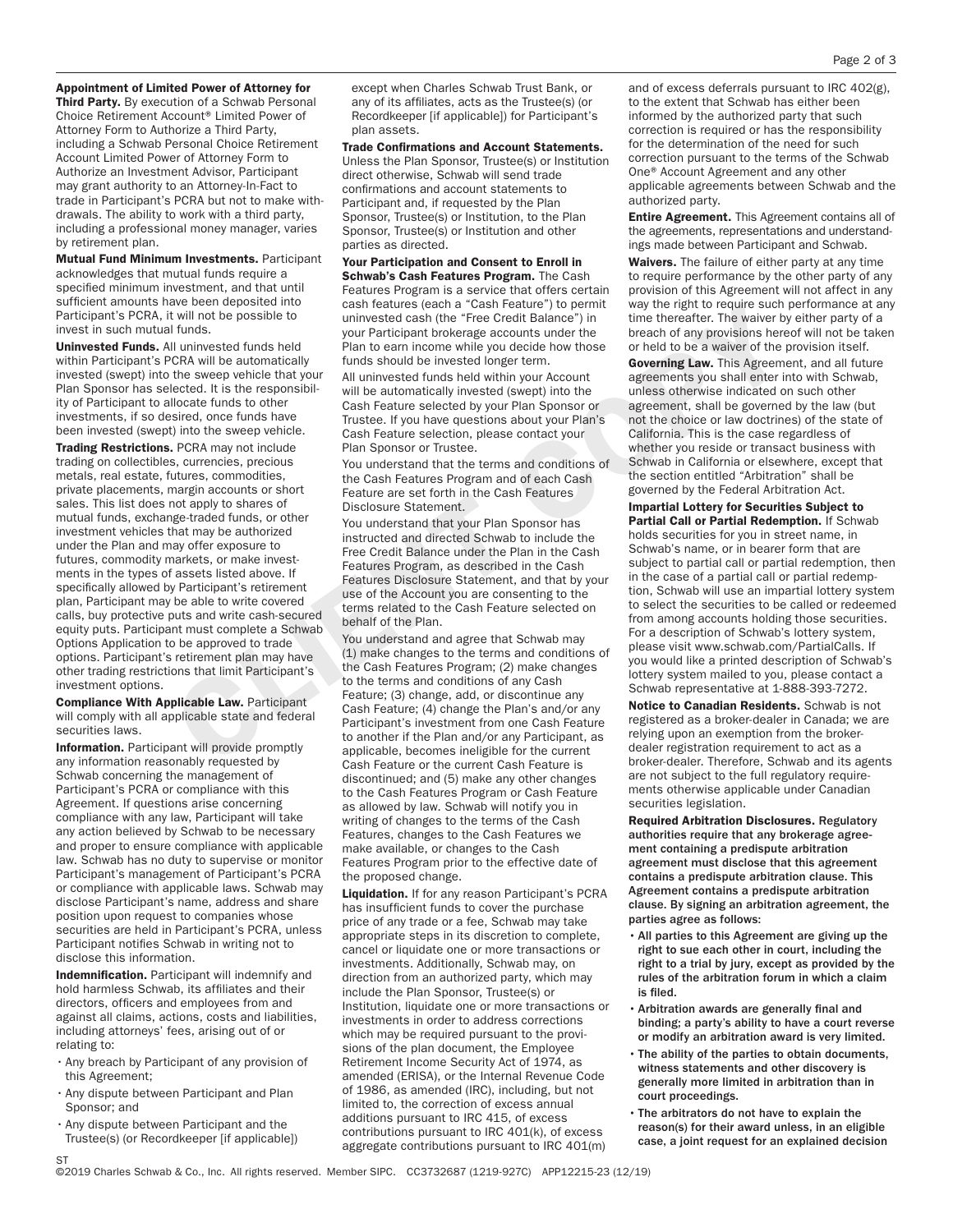**Appointment of Limited Power of Attorney for Third Party.** By execution of a Schwab Personal Choice Retirement Account® Limited Power of Attorney Form to Authorize a Third Party, including a Schwab Personal Choice Retirement Account Limited Power of Attorney Form to Authorize an Investment Advisor, Participant may grant authority to an Attorney-In-Fact to trade in Participant's PCRA but not to make withdrawals. The ability to work with a third party, including a professional money manager, varies by retirement plan.

**Mutual Fund Minimum Investments.** Participant acknowledges that mutual funds require a specified minimum investment, and that until sufficient amounts have been deposited into Participant's PCRA, it will not be possible to invest in such mutual funds.

**Uninvested Funds.** All uninvested funds held within Participant's PCRA will be automatically invested (swept) into the sweep vehicle that your Plan Sponsor has selected. It is the responsibility of Participant to allocate funds to other investments, if so desired, once funds have been invested (swept) into the sweep vehicle.

**Trading Restrictions.** PCRA may not include trading on collectibles, currencies, precious metals, real estate, futures, commodities, private placements, margin accounts or short sales. This list does not apply to shares of mutual funds, exchange-traded funds, or other investment vehicles that may be authorized under the Plan and may offer exposure to futures, commodity markets, or make investments in the types of assets listed above. If specifically allowed by Participant's retirement plan, Participant may be able to write covered calls, buy protective puts and write cash-secured equity puts. Participant must complete a Schwab Options Application to be approved to trade options. Participant's retirement plan may have other trading restrictions that limit Participant's investment options.

**Compliance With Applicable Law.** Participant will comply with all applicable state and federal securities laws.

**Information.** Participant will provide promptly any information reasonably requested by Schwab concerning the management of Participant's PCRA or compliance with this Agreement. If questions arise concerning compliance with any law, Participant will take any action believed by Schwab to be necessary and proper to ensure compliance with applicable law. Schwab has no duty to supervise or monitor Participant's management of Participant's PCRA or compliance with applicable laws. Schwab may disclose Participant's name, address and share position upon request to companies whose securities are held in Participant's PCRA, unless Participant notifies Schwab in writing not to disclose this information.

**Indemnification.** Participant will indemnify and hold harmless Schwab, its affiliates and their directors, officers and employees from and against all claims, actions, costs and liabilities, including attorneys' fees, arising out of or relating to:

- Any breach by Participant of any provision of this Agreement;
- Any dispute between Participant and Plan Sponsor; and
- Any dispute between Participant and the Trustee(s) (or Recordkeeper [if applicable]) except when Charles Schwab Trust Bank, or any of its affiliates, acts as the Trustee(s) (or Recordkeeper [if applicable]) for Participant's plan assets.

**Trade Confirmations and Account Statements.** Unless the Plan Sponsor, Trustee(s) or Institution direct otherwise, Schwab will send trade confirmations and account statements to Participant and, if requested by the Plan Sponsor, Trustee(s) or Institution, to the Plan Sponsor, Trustee(s) or Institution and other parties as directed.

**Your Participation and Consent to Enroll in Schwab's Cash Features Program.** The Cash Features Program is a service that offers certain cash features (each a "Cash Feature") to permit uninvested cash (the "Free Credit Balance") in your Participant brokerage accounts under the Plan to earn income while you decide how those funds should be invested longer term.

All uninvested funds held within your Account will be automatically invested (swept) into the Cash Feature selected by your Plan Sponsor or Trustee. If you have questions about your Plan's Cash Feature selection, please contact your Plan Sponsor or Trustee.

You understand that the terms and conditions of the Cash Features Program and of each Cash Feature are set forth in the Cash Features Disclosure Statement.

You understand that your Plan Sponsor has instructed and directed Schwab to include the Free Credit Balance under the Plan in the Cash Features Program, as described in the Cash Features Disclosure Statement, and that by your use of the Account you are consenting to the terms related to the Cash Feature selected on behalf of the Plan.

You understand and agree that Schwab may (1) make changes to the terms and conditions of the Cash Features Program; (2) make changes to the terms and conditions of any Cash Feature; (3) change, add, or discontinue any Cash Feature; (4) change the Plan's and/or any Participant's investment from one Cash Feature to another if the Plan and/or any Participant, as applicable, becomes ineligible for the current Cash Feature or the current Cash Feature is discontinued; and (5) make any other changes to the Cash Features Program or Cash Feature as allowed by law. Schwab will notify you in writing of changes to the terms of the Cash Features, changes to the Cash Features we make available, or changes to the Cash Features Program prior to the effective date of the proposed change.

**Liquidation.** If for any reason Participant's PCRA has insufficient funds to cover the purchase price of any trade or a fee, Schwab may take appropriate steps in its discretion to complete, cancel or liquidate one or more transactions or investments. Additionally, Schwab may, on direction from an authorized party, which may include the Plan Sponsor, Trustee(s) or Institution, liquidate one or more transactions or investments in order to address corrections which may be required pursuant to the provisions of the plan document, the Employee Retirement Income Security Act of 1974, as amended (ERISA), or the Internal Revenue Code of 1986, as amended (IRC), including, but not limited to, the correction of excess annual additions pursuant to IRC 415, of excess contributions pursuant to IRC 401(k), of excess aggregate contributions pursuant to IRC 401(m) and of excess deferrals pursuant to IRC 402(g), to the extent that Schwab has either been informed by the authorized party that such correction is required or has the responsibility for the determination of the need for such correction pursuant to the terms of the Schwab One® Account Agreement and any other applicable agreements between Schwab and the authorized party.

**Entire Agreement.** This Agreement contains all of the agreements, representations and understandings made between Participant and Schwab.

**Waivers.** The failure of either party at any time to require performance by the other party of any provision of this Agreement will not affect in any way the right to require such performance at any time thereafter. The waiver by either party of a breach of any provisions hereof will not be taken or held to be a waiver of the provision itself.

**Governing Law.** This Agreement, and all future agreements you shall enter into with Schwab, unless otherwise indicated on such other agreement, shall be governed by the law (but not the choice or law doctrines) of the state of California. This is the case regardless of whether you reside or transact business with Schwab in California or elsewhere, except that the section entitled "Arbitration" shall be governed by the Federal Arbitration Act.

**Impartial Lottery for Securities Subject to Partial Call or Partial Redemption.** If Schwab holds securities for you in street name, in Schwab's name, or in bearer form that are subject to partial call or partial redemption, then in the case of a partial call or partial redemption, Schwab will use an impartial lottery system to select the securities to be called or redeemed from among accounts holding those securities. For a description of Schwab's lottery system, please visit www.schwab.com/PartialCalls. If you would like a printed description of Schwab's lottery system mailed to you, please contact a Schwab representative at 1-888-393-7272.

**Notice to Canadian Residents.** Schwab is not registered as a broker-dealer in Canada; we are relying upon an exemption from the broker-dealer registration requirement to act as a broker-dealer. Therefore, Schwab and its agents are not subject to the full regulatory requirements otherwise applicable under Canadian securities legislation.

**Required Arbitration Disclosures. Regulatory authorities require that any brokerage agreement containing a predispute arbitration agreement must disclose that this agreement contains a predispute arbitration clause. This Agreement contains a predispute arbitration clause. By signing an arbitration agreement, the parties agree as follows:**

- **All parties to this Agreement are giving up the right to sue each other in court, including the right to a trial by jury, except as provided by the rules of the arbitration forum in which a claim is filed.**
- **Arbitration awards are generally final and binding; a party's ability to have a court reverse or modify an arbitration award is very limited.**
- **The ability of the parties to obtain documents, witness statements and other discovery is generally more limited in arbitration than in court proceedings.**
- **The arbitrators do not have to explain the reason(s) for their award unless, in an eligible case, a joint request for an explained decision**

ST

©2019 Charles Schwab & Co., Inc. All rights reserved. Member SIPC. CC3732687 (1219-927C) APP12215-23 (12/19)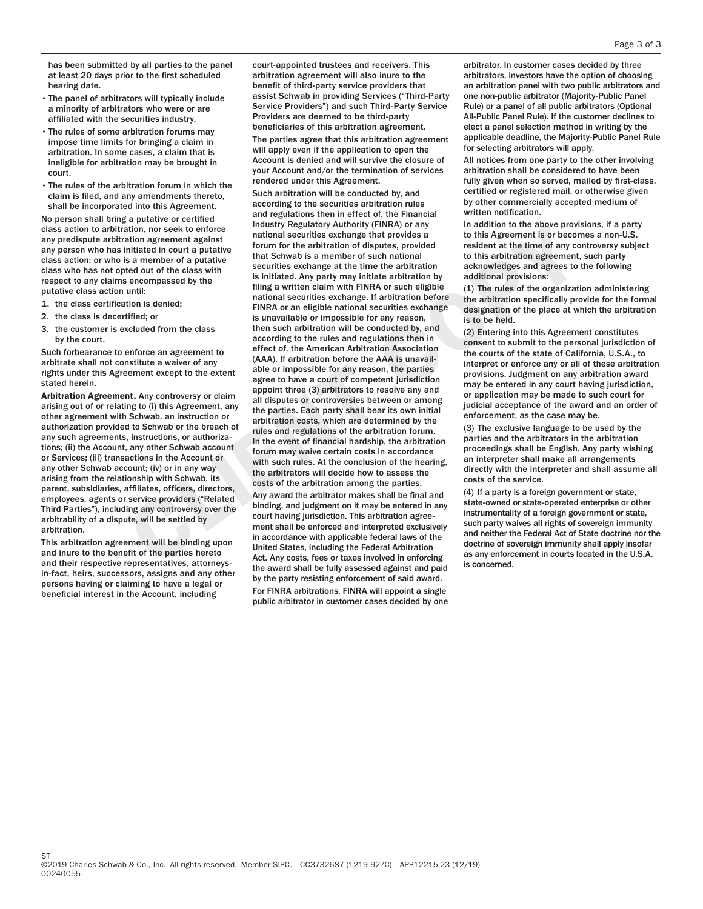has been submitted by all parties to the panel at least 20 days prior to the first scheduled hearing date.

- The panel of arbitrators will typically include a minority of arbitrators who were or are affiliated with the securities industry.
- The rules of some arbitration forums may impose time limits for bringing a claim in arbitration. In some cases, a claim that is ineligible for arbitration may be brought in court.
- The rules of the arbitration forum in which the claim is filed, and any amendments thereto, shall be incorporated into this Agreement.

No person shall bring a putative or certified class action to arbitration, nor seek to enforce any predispute arbitration agreement against any person who has initiated in court a putative class action; or who is a member of a putative class who has not opted out of the class with respect to any claims encompassed by the putative class action until:

1. the class certification is denied;
2. the class is decertified; or
3. the customer is excluded from the class by the court.

Such forbearance to enforce an agreement to arbitrate shall not constitute a waiver of any rights under this Agreement except to the extent stated herein.

**Arbitration Agreement.** Any controversy or claim arising out of or relating to (i) this Agreement, any other agreement with Schwab, an instruction or authorization provided to Schwab or the breach of any such agreements, instructions, or authorizations; (ii) the Account, any other Schwab account or Services; (iii) transactions in the Account or any other Schwab account; (iv) or in any way arising from the relationship with Schwab, its parent, subsidiaries, affiliates, officers, directors, employees, agents or service providers ("Related Third Parties"), including any controversy over the arbitrability of a dispute, will be settled by arbitration.

This arbitration agreement will be binding upon and inure to the benefit of the parties hereto and their respective representatives, attorneys-in-fact, heirs, successors, assigns and any other persons having or claiming to have a legal or beneficial interest in the Account, including court-appointed trustees and receivers. This arbitration agreement will also inure to the benefit of third-party service providers that assist Schwab in providing Services ("Third-Party Service Providers") and such Third-Party Service Providers are deemed to be third-party beneficiaries of this arbitration agreement.

The parties agree that this arbitration agreement will apply even if the application to open the Account is denied and will survive the closure of your Account and/or the termination of services rendered under this Agreement.

Such arbitration will be conducted by, and according to the securities arbitration rules and regulations then in effect of, the Financial Industry Regulatory Authority (FINRA) or any national securities exchange that provides a forum for the arbitration of disputes, provided that Schwab is a member of such national securities exchange at the time the arbitration is initiated. Any party may initiate arbitration by filing a written claim with FINRA or such eligible national securities exchange. If arbitration before FINRA or an eligible national securities exchange is unavailable or impossible for any reason, then such arbitration will be conducted by, and according to the rules and regulations then in effect of, the American Arbitration Association (AAA). If arbitration before the AAA is unavailable or impossible for any reason, the parties agree to have a court of competent jurisdiction appoint three (3) arbitrators to resolve any and all disputes or controversies between or among the parties. Each party shall bear its own initial arbitration costs, which are determined by the rules and regulations of the arbitration forum. In the event of financial hardship, the arbitration forum may waive certain costs in accordance with such rules. At the conclusion of the hearing, the arbitrators will decide how to assess the costs of the arbitration among the parties.

Any award the arbitrator makes shall be final and binding, and judgment on it may be entered in any court having jurisdiction. This arbitration agreement shall be enforced and interpreted exclusively in accordance with applicable federal laws of the United States, including the Federal Arbitration Act. Any costs, fees or taxes involved in enforcing the award shall be fully assessed against and paid by the party resisting enforcement of said award.

For FINRA arbitrations, FINRA will appoint a single public arbitrator in customer cases decided by one arbitrator. In customer cases decided by three arbitrators, investors have the option of choosing an arbitration panel with two public arbitrators and one non-public arbitrator (Majority-Public Panel Rule) or a panel of all public arbitrators (Optional All-Public Panel Rule). If the customer declines to elect a panel selection method in writing by the applicable deadline, the Majority-Public Panel Rule for selecting arbitrators will apply.

All notices from one party to the other involving arbitration shall be considered to have been fully given when so served, mailed by first-class, certified or registered mail, or otherwise given by other commercially accepted medium of written notification.

In addition to the above provisions, if a party to this Agreement is or becomes a non-U.S. resident at the time of any controversy subject to this arbitration agreement, such party acknowledges and agrees to the following additional provisions:

(1) The rules of the organization administering the arbitration specifically provide for the formal designation of the place at which the arbitration is to be held.

(2) Entering into this Agreement constitutes consent to submit to the personal jurisdiction of the courts of the state of California, U.S.A., to interpret or enforce any or all of these arbitration provisions. Judgment on any arbitration award may be entered in any court having jurisdiction, or application may be made to such court for judicial acceptance of the award and an order of enforcement, as the case may be.

(3) The exclusive language to be used by the parties and the arbitrators in the arbitration proceedings shall be English. Any party wishing an interpreter shall make all arrangements directly with the interpreter and shall assume all costs of the service.

(4) If a party is a foreign government or state, state-owned or state-operated enterprise or other instrumentality of a foreign government or state, such party waives all rights of sovereign immunity and neither the Federal Act of State doctrine nor the doctrine of sovereign immunity shall apply insofar as any enforcement in courts located in the U.S.A. is concerned.

ST
©2019 Charles Schwab & Co., Inc. All rights reserved. Member SIPC. CC3732687 (1219-927C) APP12215-23 (12/19)
00240055